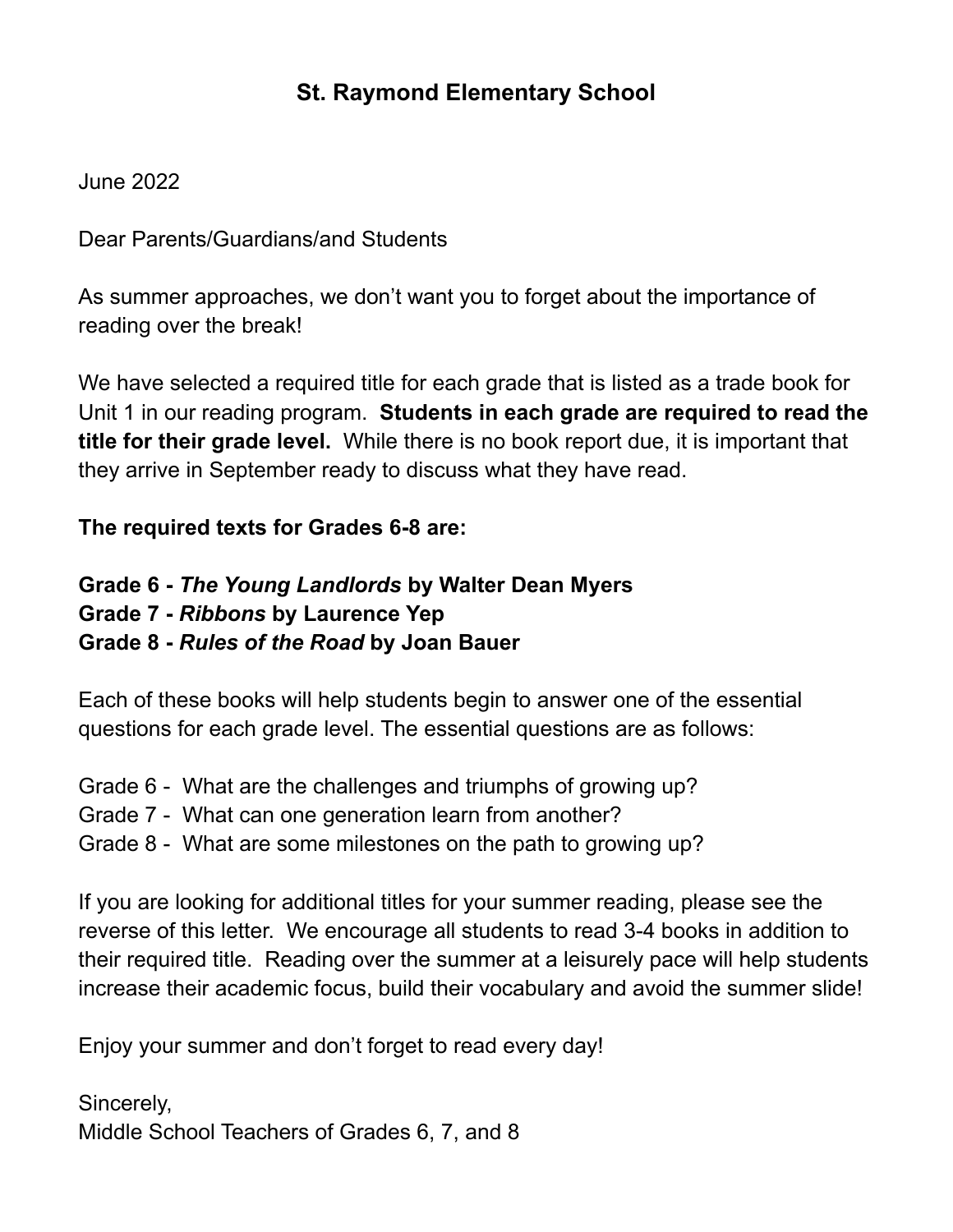# St. Raymond Elementary School

June 2022

Dear Parents/Guardians/and Students

As summer approaches, we don't want you to forget about the importance of reading over the break!

We have selected a required title for each grade that is listed as a trade book for Unit 1 in our reading program. **Students in each grade are required to read the title for their grade level.** While there is no book report due, it is important that they arrive in September ready to discuss what they have read.

**The required texts for Grades 6-8 are:**

**Grade 6 - *The Young Landlords* by Walter Dean Myers**
**Grade 7 - *Ribbons* by Laurence Yep**
**Grade 8 - *Rules of the Road* by Joan Bauer**

Each of these books will help students begin to answer one of the essential questions for each grade level. The essential questions are as follows:

Grade 6 - What are the challenges and triumphs of growing up?
Grade 7 - What can one generation learn from another?
Grade 8 - What are some milestones on the path to growing up?

If you are looking for additional titles for your summer reading, please see the reverse of this letter. We encourage all students to read 3-4 books in addition to their required title. Reading over the summer at a leisurely pace will help students increase their academic focus, build their vocabulary and avoid the summer slide!

Enjoy your summer and don't forget to read every day!

Sincerely,
Middle School Teachers of Grades 6, 7, and 8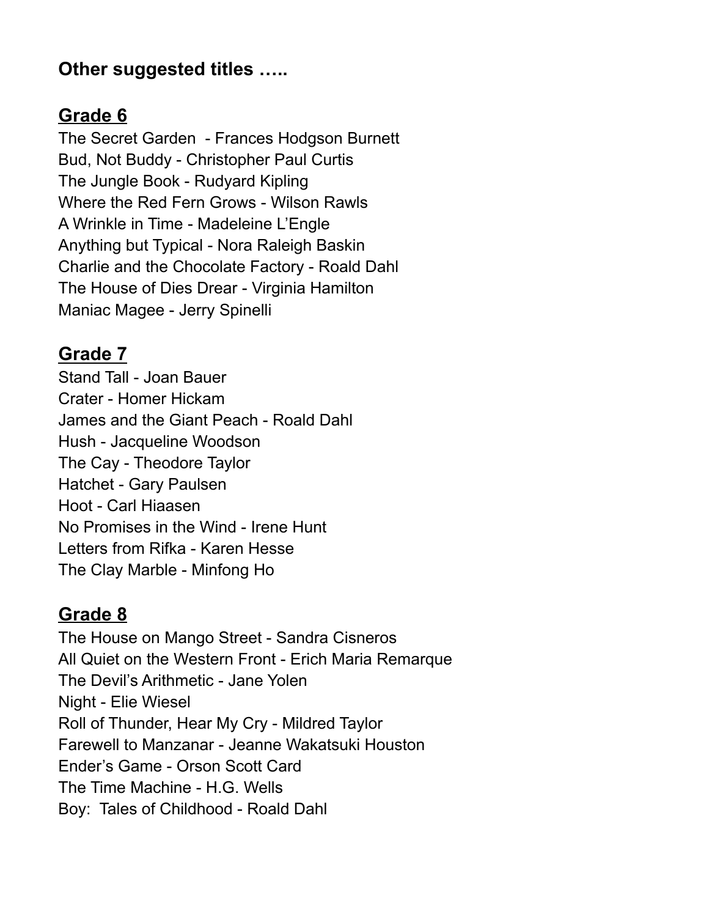**Other suggested titles …..**

## Grade 6

The Secret Garden  - Frances Hodgson Burnett
Bud, Not Buddy - Christopher Paul Curtis
The Jungle Book - Rudyard Kipling
Where the Red Fern Grows - Wilson Rawls
A Wrinkle in Time - Madeleine L'Engle
Anything but Typical - Nora Raleigh Baskin
Charlie and the Chocolate Factory - Roald Dahl
The House of Dies Drear - Virginia Hamilton
Maniac Magee - Jerry Spinelli

## Grade 7

Stand Tall - Joan Bauer
Crater - Homer Hickam
James and the Giant Peach - Roald Dahl
Hush - Jacqueline Woodson
The Cay - Theodore Taylor
Hatchet - Gary Paulsen
Hoot - Carl Hiaasen
No Promises in the Wind - Irene Hunt
Letters from Rifka - Karen Hesse
The Clay Marble - Minfong Ho

## Grade 8

The House on Mango Street - Sandra Cisneros
All Quiet on the Western Front - Erich Maria Remarque
The Devil's Arithmetic - Jane Yolen
Night - Elie Wiesel
Roll of Thunder, Hear My Cry - Mildred Taylor
Farewell to Manzanar - Jeanne Wakatsuki Houston
Ender's Game - Orson Scott Card
The Time Machine - H.G. Wells
Boy:  Tales of Childhood - Roald Dahl